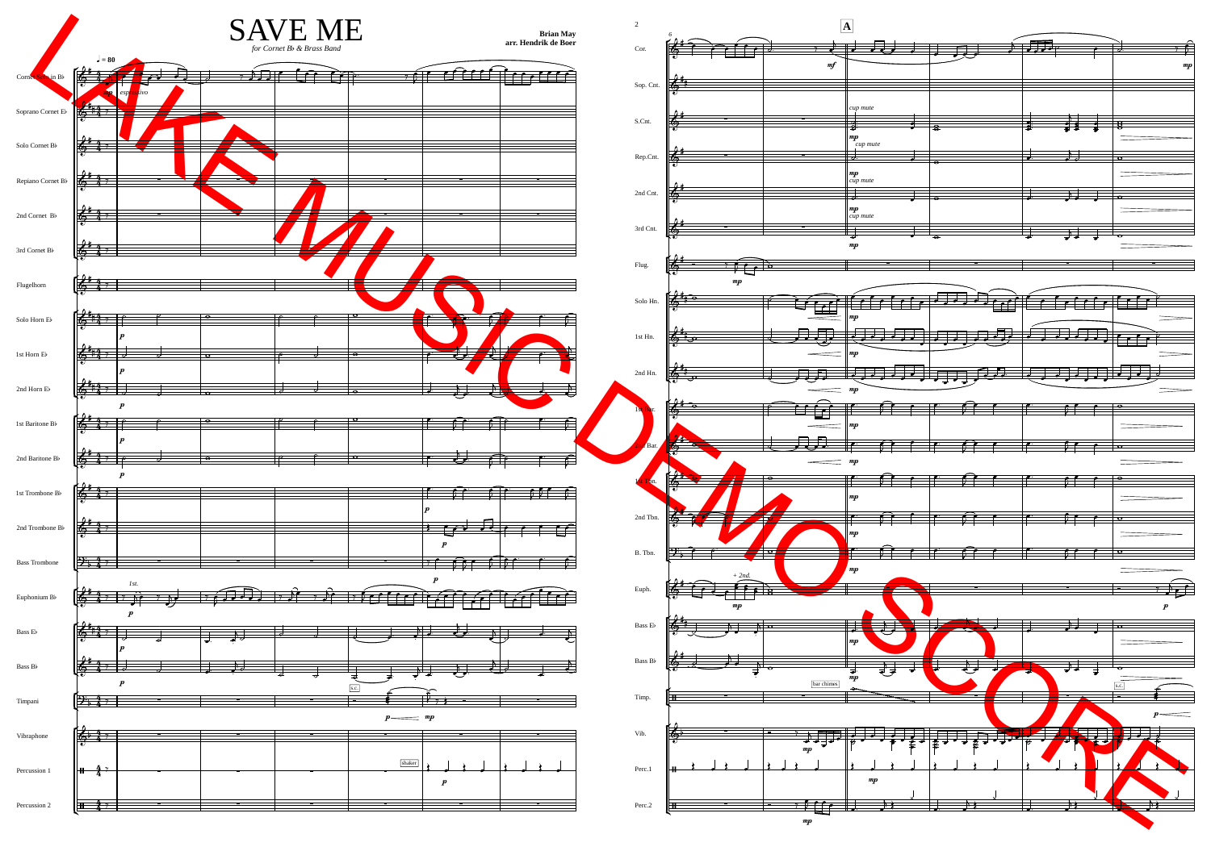# SAVE ME

*for Cornet B♭ & Brass Band*

**Brian May**
**arr. Hendrik de Boer**

LAKE MUSIC DEMO SCORE